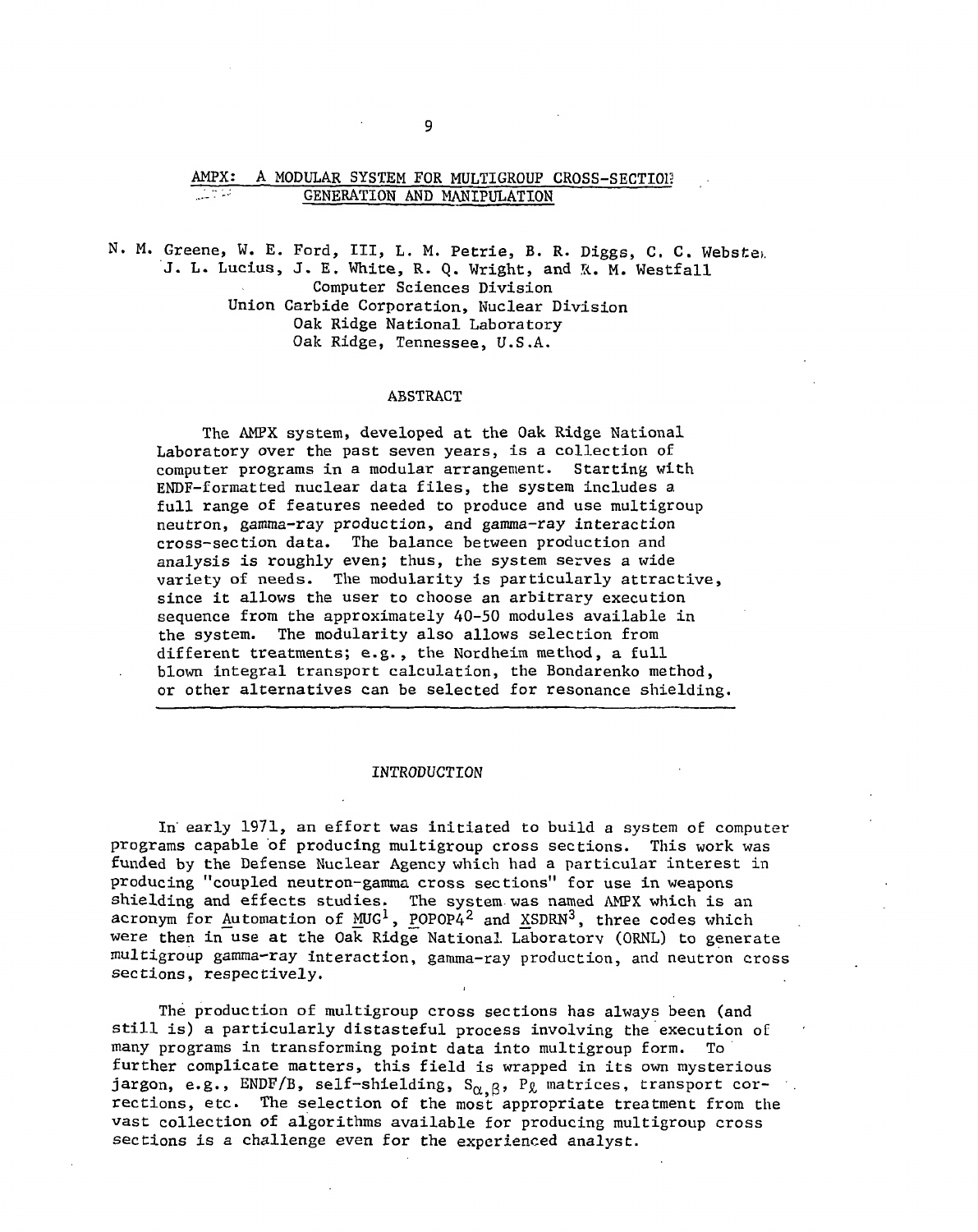# AMPX: A MODULAR SYSTEM FOR MULTIGROUP CROSS-SECTION GENERATION AND MANIPULATION

N. M. Greene, W. E. Ford, III, L. M. Petrie, B. R. Diggs, C. C. Webster, J. L. Lucius, J. E. White, R. Q. Wright, and R. M. Westfall
Computer Sciences Division
Union Carbide Corporation, Nuclear Division
Oak Ridge National Laboratory
Oak Ridge, Tennessee, U.S.A.

## ABSTRACT

The AMPX system, developed at the Oak Ridge National Laboratory over the past seven years, is a collection of computer programs in a modular arrangement. Starting with ENDF-formatted nuclear data files, the system includes a full range of features needed to produce and use multigroup neutron, gamma-ray production, and gamma-ray interaction cross-section data. The balance between production and analysis is roughly even; thus, the system serves a wide variety of needs. The modularity is particularly attractive, since it allows the user to choose an arbitrary execution sequence from the approximately 40-50 modules available in the system. The modularity also allows selection from different treatments; e.g., the Nordheim method, a full blown integral transport calculation, the Bondarenko method, or other alternatives can be selected for resonance shielding.

## INTRODUCTION

In early 1971, an effort was initiated to build a system of computer programs capable of producing multigroup cross sections. This work was funded by the Defense Nuclear Agency which had a particular interest in producing "coupled neutron-gamma cross sections" for use in weapons shielding and effects studies. The system was named AMPX which is an acronym for Automation of MUG[1], POPOP4[2] and XSDRN[3], three codes which were then in use at the Oak Ridge National Laboratory (ORNL) to generate multigroup gamma-ray interaction, gamma-ray production, and neutron cross sections, respectively.

The production of multigroup cross sections has always been (and still is) a particularly distasteful process involving the execution of many programs in transforming point data into multigroup form. To further complicate matters, this field is wrapped in its own mysterious jargon, e.g., ENDF/B, self-shielding, $S_{\alpha,\beta}$, $P_\ell$ matrices, transport corrections, etc. The selection of the most appropriate treatment from the vast collection of algorithms available for producing multigroup cross sections is a challenge even for the experienced analyst.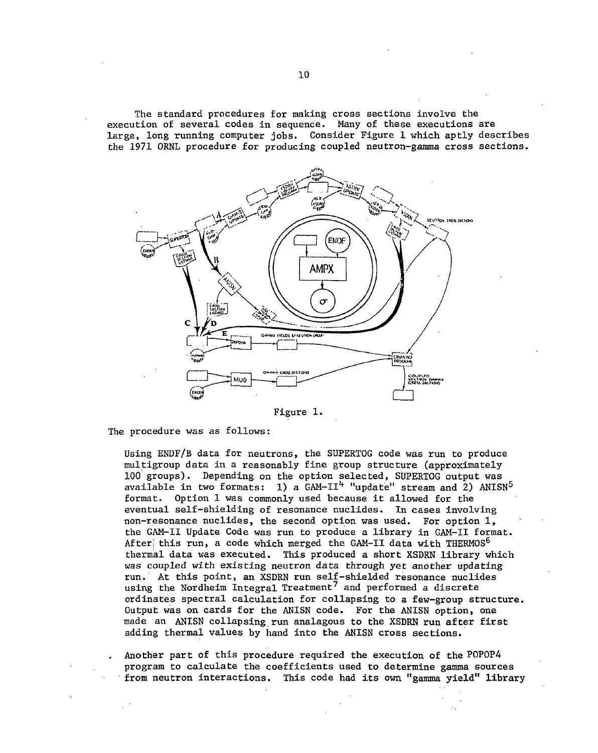The standard procedures for making cross sections involve the execution of several codes in sequence. Many of these executions are large, long running computer jobs. Consider Figure 1 which aptly describes the 1971 ORNL procedure for producing coupled neutron-gamma cross sections.

Figure 1.

The procedure was as follows:

Using ENDF/B data for neutrons, the SUPERTOG code was run to produce multigroup data in a reasonably fine group structure (approximately 100 groups). Depending on the option selected, SUPERTOG output was available in two formats: 1) a GAM-II[4] "update" stream and 2) ANISN[5] format. Option 1 was commonly used because it allowed for the eventual self-shielding of resonance nuclides. In cases involving non-resonance nuclides, the second option was used. For option 1, the GAM-II Update Code was run to produce a library in GAM-II format. After this run, a code which merged the GAM-II data with THERMOS[6] thermal data was executed. This produced a short XSDRN library which was coupled with existing neutron data through yet another updating run. At this point, an XSDRN run self-shielded resonance nuclides using the Nordheim Integral Treatment[7] and performed a discrete ordinates spectral calculation for collapsing to a few-group structure. Output was on cards for the ANISN code. For the ANISN option, one made an ANISN collapsing run analagous to the XSDRN run after first adding thermal values by hand into the ANISN cross sections.

Another part of this procedure required the execution of the POPOP4 program to calculate the coefficients used to determine gamma sources from neutron interactions. This code had its own "gamma yield" library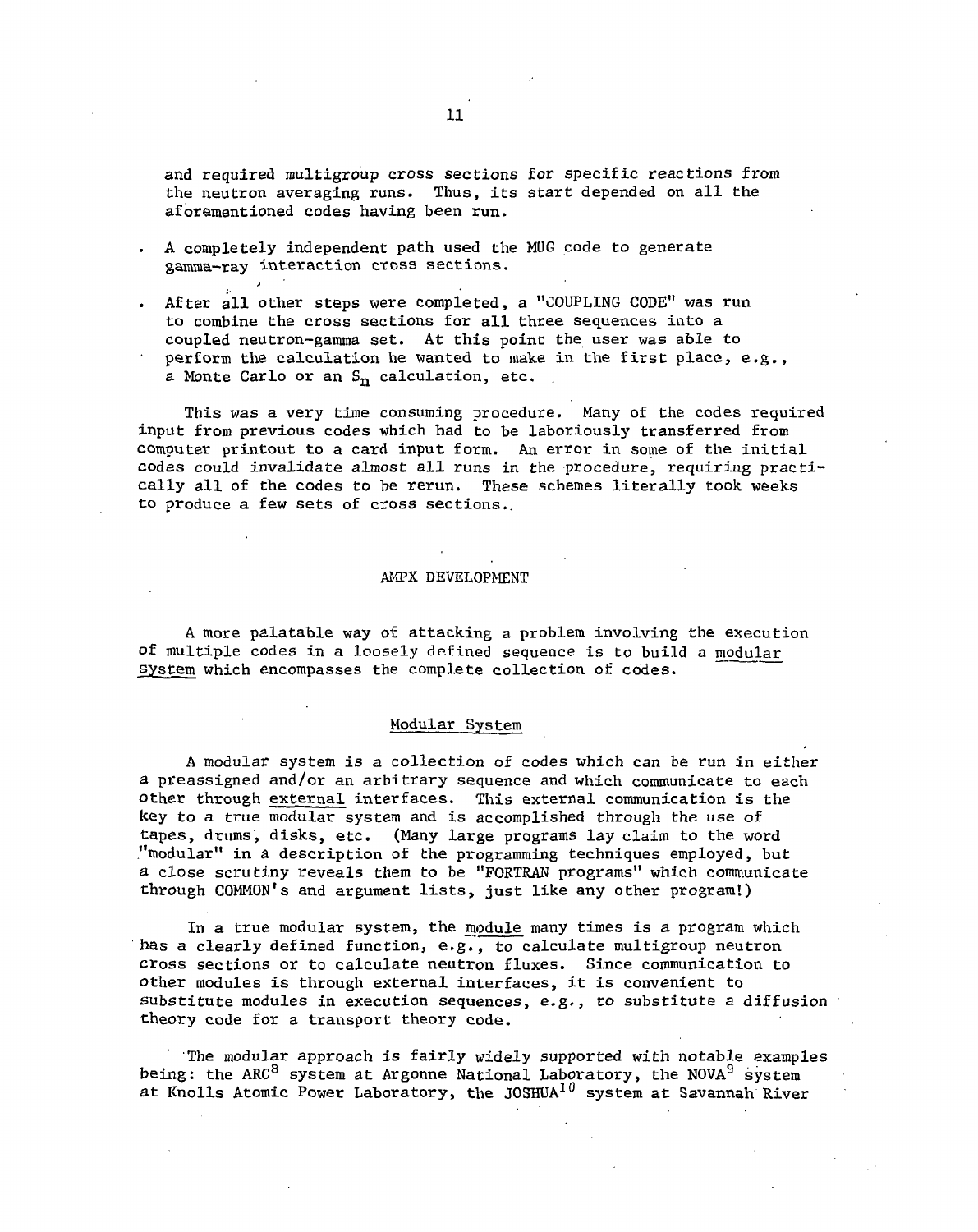and required multigroup cross sections for specific reactions from the neutron averaging runs. Thus, its start depended on all the aforementioned codes having been run.

- A completely independent path used the MUG code to generate gamma-ray interaction cross sections.
- After all other steps were completed, a "COUPLING CODE" was run to combine the cross sections for all three sequences into a coupled neutron-gamma set. At this point the user was able to perform the calculation he wanted to make in the first place, e.g., a Monte Carlo or an $S_n$ calculation, etc.

This was a very time consuming procedure. Many of the codes required input from previous codes which had to be laboriously transferred from computer printout to a card input form. An error in some of the initial codes could invalidate almost all runs in the procedure, requiring practically all of the codes to be rerun. These schemes literally took weeks to produce a few sets of cross sections.

## AMPX DEVELOPMENT

A more palatable way of attacking a problem involving the execution of multiple codes in a loosely defined sequence is to build a <u>modular system</u> which encompasses the complete collection of codes.

### Modular System

A modular system is a collection of codes which can be run in either a preassigned and/or an arbitrary sequence and which communicate to each other through <u>external</u> interfaces. This external communication is the key to a true modular system and is accomplished through the use of tapes, drums, disks, etc. (Many large programs lay claim to the word "modular" in a description of the programming techniques employed, but a close scrutiny reveals them to be "FORTRAN programs" which communicate through COMMON's and argument lists, just like any other program!)

In a true modular system, the <u>module</u> many times is a program which has a clearly defined function, e.g., to calculate multigroup neutron cross sections or to calculate neutron fluxes. Since communication to other modules is through external interfaces, it is convenient to substitute modules in execution sequences, e.g., to substitute a diffusion theory code for a transport theory code.

The modular approach is fairly widely supported with notable examples being: the ARC[8] system at Argonne National Laboratory, the NOVA[9] system at Knolls Atomic Power Laboratory, the JOSHUA[10] system at Savannah River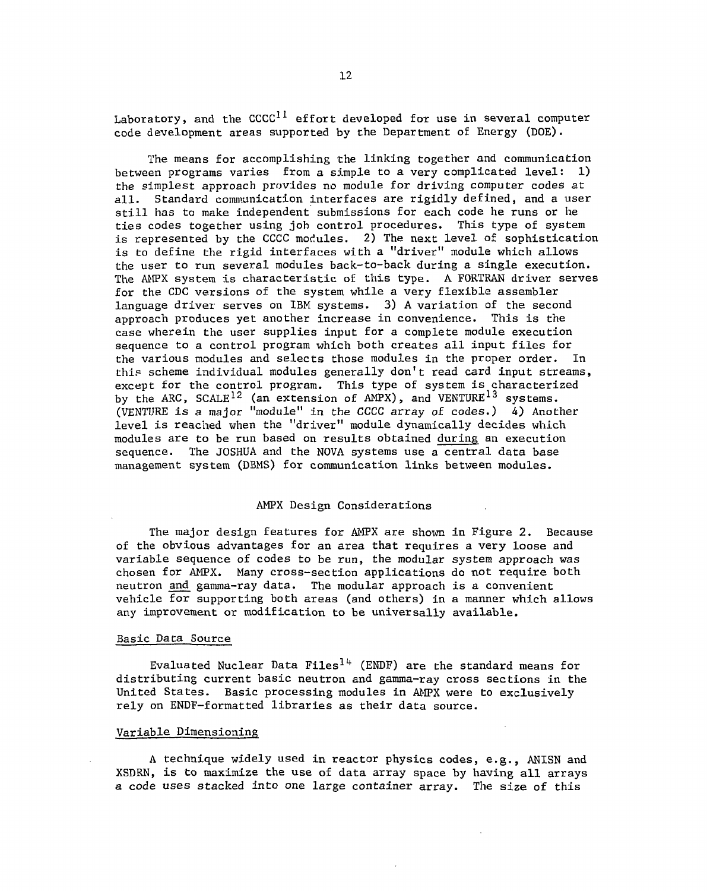Laboratory, and the CCCC[11] effort developed for use in several computer code development areas supported by the Department of Energy (DOE).

The means for accomplishing the linking together and communication between programs varies from a simple to a very complicated level: 1) the simplest approach provides no module for driving computer codes at all. Standard communication interfaces are rigidly defined, and a user still has to make independent submissions for each code he runs or he ties codes together using job control procedures. This type of system is represented by the CCCC modules. 2) The next level of sophistication is to define the rigid interfaces with a "driver" module which allows the user to run several modules back-to-back during a single execution. The AMPX system is characteristic of this type. A FORTRAN driver serves for the CDC versions of the system while a very flexible assembler language driver serves on IBM systems. 3) A variation of the second approach produces yet another increase in convenience. This is the case wherein the user supplies input for a complete module execution sequence to a control program which both creates all input files for the various modules and selects those modules in the proper order. In this scheme individual modules generally don't read card input streams, except for the control program. This type of system is characterized by the ARC, SCALE[12] (an extension of AMPX), and VENTURE[13] systems. (VENTURE is a major "module" in the CCCC array of codes.) 4) Another level is reached when the "driver" module dynamically decides which modules are to be run based on results obtained <u>during</u> an execution sequence. The JOSHUA and the NOVA systems use a central data base management system (DBMS) for communication links between modules.

## AMPX Design Considerations

The major design features for AMPX are shown in Figure 2. Because of the obvious advantages for an area that requires a very loose and variable sequence of codes to be run, the modular system approach was chosen for AMPX. Many cross-section applications do not require both neutron <u>and</u> gamma-ray data. The modular approach is a convenient vehicle for supporting both areas (and others) in a manner which allows any improvement or modification to be universally available.

### <u>Basic Data Source</u>

Evaluated Nuclear Data Files[14] (ENDF) are the standard means for distributing current basic neutron and gamma-ray cross sections in the United States. Basic processing modules in AMPX were to exclusively rely on ENDF-formatted libraries as their data source.

### <u>Variable Dimensioning</u>

A technique widely used in reactor physics codes, e.g., ANISN and XSDRN, is to maximize the use of data array space by having all arrays a code uses stacked into one large container array. The size of this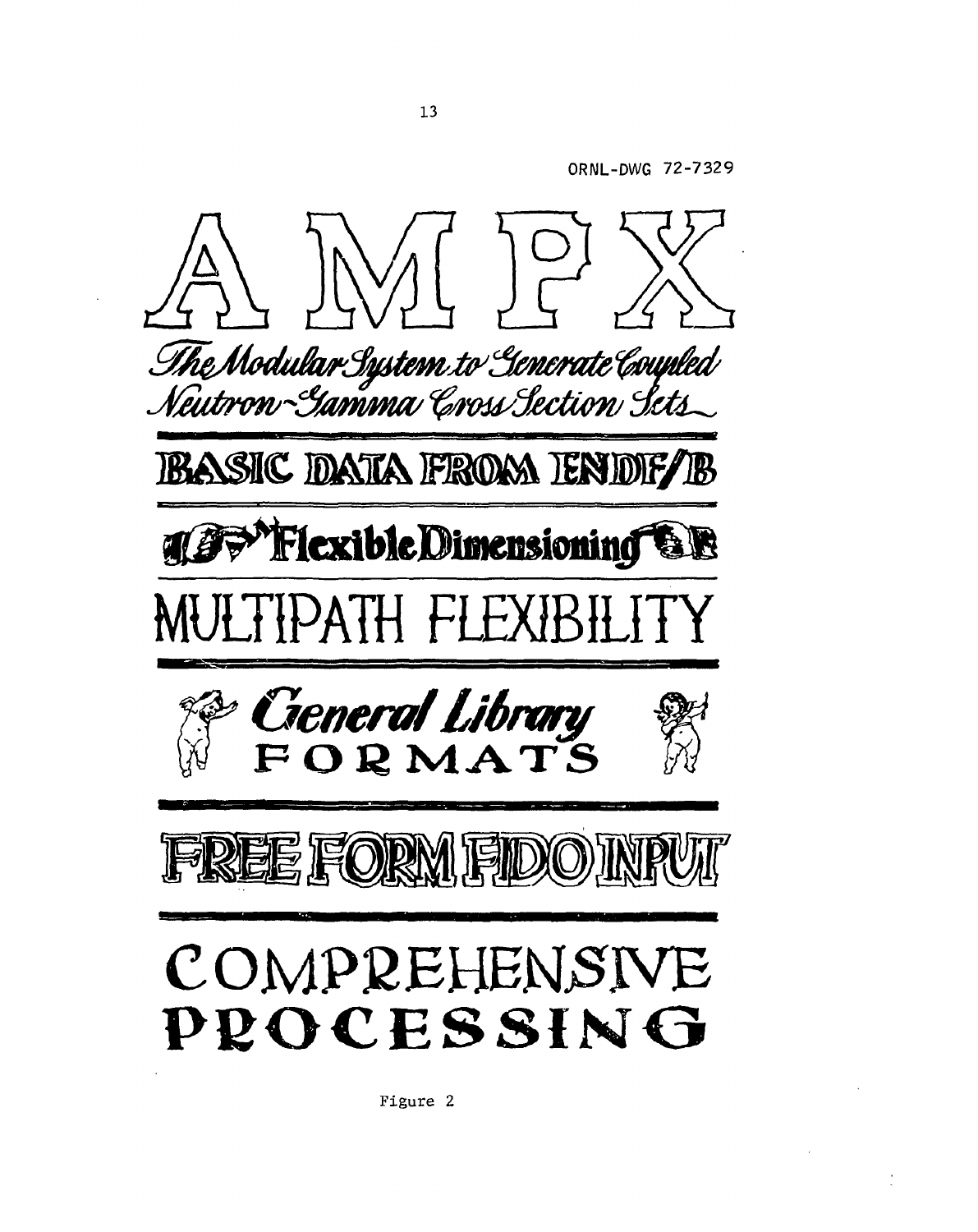ORNL-DWG 72-7329

# AMPX

*The Modular System to Generate Coupled Neutron-Gamma Cross Section Sets*

**BASIC DATA FROM ENDF/B**

**Flexible Dimensioning**

**MULTIPATH FLEXIBILITY**

***General Library* FORMATS**

**FREE FORM FIDO INPUT**

**COMPREHENSIVE PROCESSING**

Figure 2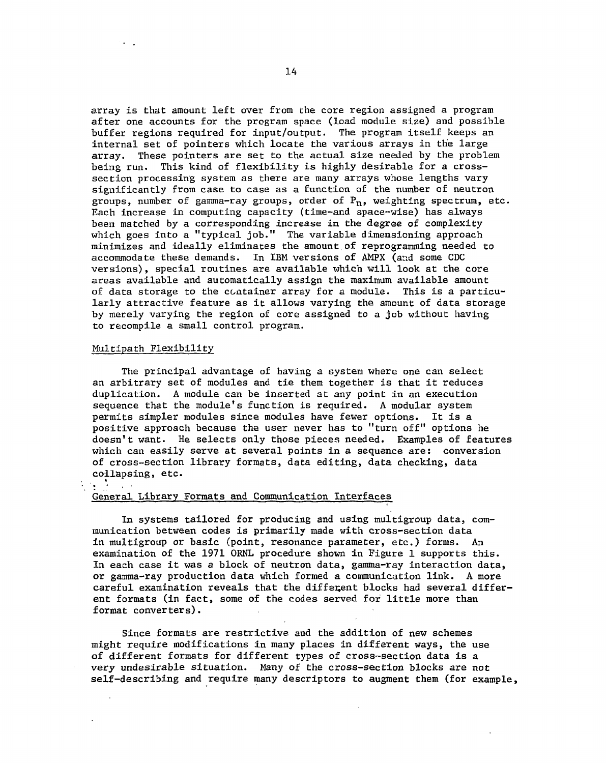array is that amount left over from the core region assigned a program after one accounts for the program space (load module size) and possible buffer regions required for input/output. The program itself keeps an internal set of pointers which locate the various arrays in the large array. These pointers are set to the actual size needed by the problem being run. This kind of flexibility is highly desirable for a cross-section processing system as there are many arrays whose lengths vary significantly from case to case as a function of the number of neutron groups, number of gamma-ray groups, order of $P_n$, weighting spectrum, etc. Each increase in computing capacity (time-and space-wise) has always been matched by a corresponding increase in the degree of complexity which goes into a "typical job." The variable dimensioning approach minimizes and ideally eliminates the amount of reprogramming needed to accommodate these demands. In IBM versions of AMPX (and some CDC versions), special routines are available which will look at the core areas available and automatically assign the maximum available amount of data storage to the container array for a module. This is a particularly attractive feature as it allows varying the amount of data storage by merely varying the region of core assigned to a job without having to recompile a small control program.

## Multipath Flexibility

The principal advantage of having a system where one can select an arbitrary set of modules and tie them together is that it reduces duplication. A module can be inserted at any point in an execution sequence that the module's function is required. A modular system permits simpler modules since modules have fewer options. It is a positive approach because the user never has to "turn off" options he doesn't want. He selects only those pieces needed. Examples of features which can easily serve at several points in a sequence are: conversion of cross-section library formats, data editing, data checking, data collapsing, etc.

## General Library Formats and Communication Interfaces

In systems tailored for producing and using multigroup data, communication between codes is primarily made with cross-section data in multigroup or basic (point, resonance parameter, etc.) forms. An examination of the 1971 ORNL procedure shown in Figure 1 supports this. In each case it was a block of neutron data, gamma-ray interaction data, or gamma-ray production data which formed a communication link. A more careful examination reveals that the different blocks had several different formats (in fact, some of the codes served for little more than format converters).

Since formats are restrictive and the addition of new schemes might require modifications in many places in different ways, the use of different formats for different types of cross-section data is a very undesirable situation. Many of the cross-section blocks are not self-describing and require many descriptors to augment them (for example,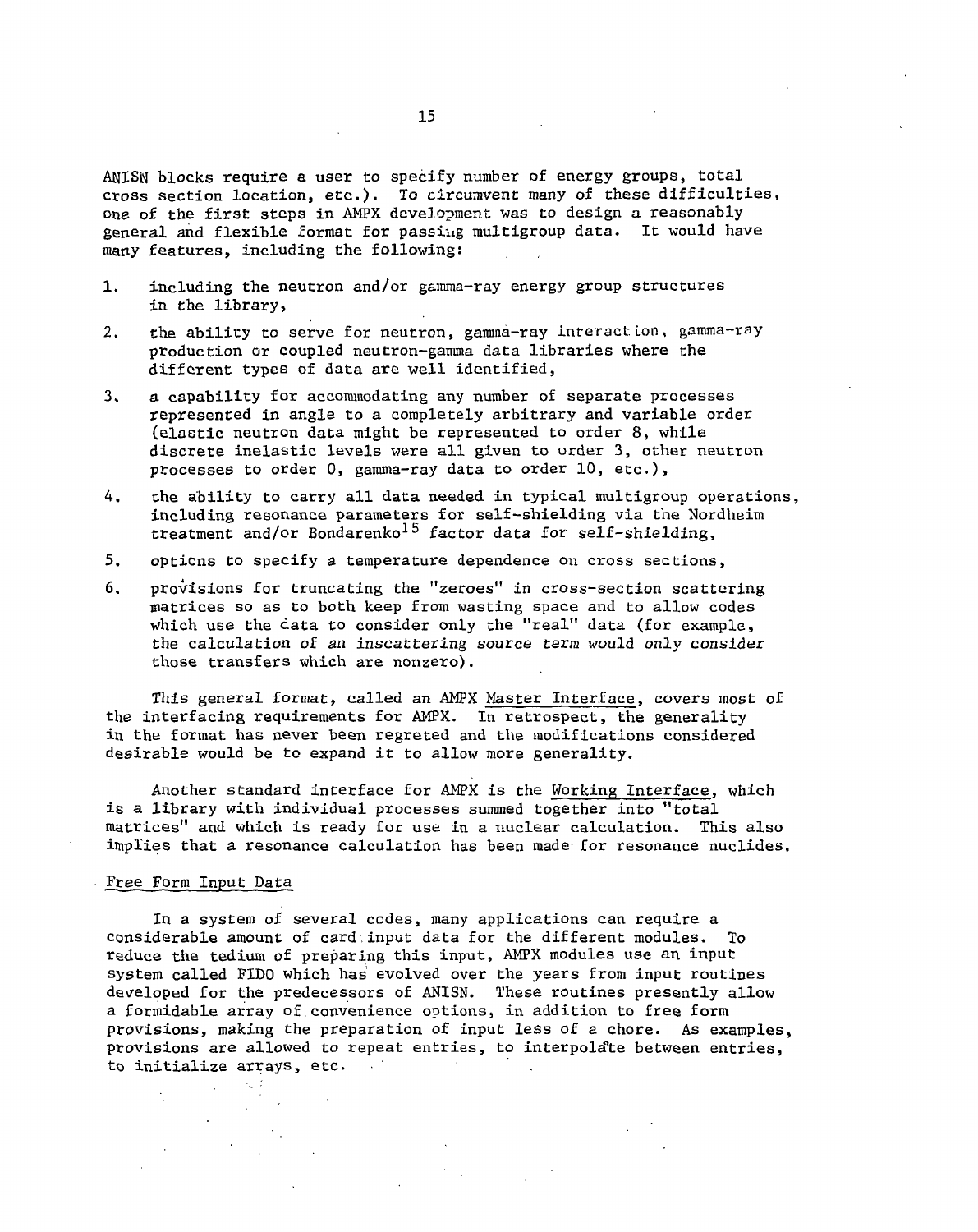ANISN blocks require a user to specify number of energy groups, total cross section location, etc.). To circumvent many of these difficulties, one of the first steps in AMPX development was to design a reasonably general and flexible format for passing multigroup data. It would have many features, including the following:

1. including the neutron and/or gamma-ray energy group structures in the library,
2. the ability to serve for neutron, gamma-ray interaction, gamma-ray production or coupled neutron-gamma data libraries where the different types of data are well identified,
3. a capability for accommodating any number of separate processes represented in angle to a completely arbitrary and variable order (elastic neutron data might be represented to order 8, while discrete inelastic levels were all given to order 3, other neutron processes to order 0, gamma-ray data to order 10, etc.),
4. the ability to carry all data needed in typical multigroup operations, including resonance parameters for self-shielding via the Nordheim treatment and/or Bondarenko[15] factor data for self-shielding,
5. options to specify a temperature dependence on cross sections,
6. provisions for truncating the "zeroes" in cross-section scattering matrices so as to both keep from wasting space and to allow codes which use the data to consider only the "real" data (for example, the calculation of an inscattering source term would only consider those transfers which are nonzero).

This general format, called an AMPX Master Interface, covers most of the interfacing requirements for AMPX. In retrospect, the generality in the format has never been regreted and the modifications considered desirable would be to expand it to allow more generality.

Another standard interface for AMPX is the Working Interface, which is a library with individual processes summed together into "total matrices" and which is ready for use in a nuclear calculation. This also implies that a resonance calculation has been made for resonance nuclides.

## Free Form Input Data

In a system of several codes, many applications can require a considerable amount of card input data for the different modules. To reduce the tedium of preparing this input, AMPX modules use an input system called FIDO which has evolved over the years from input routines developed for the predecessors of ANISN. These routines presently allow a formidable array of convenience options, in addition to free form provisions, making the preparation of input less of a chore. As examples, provisions are allowed to repeat entries, to interpolate between entries, to initialize arrays, etc.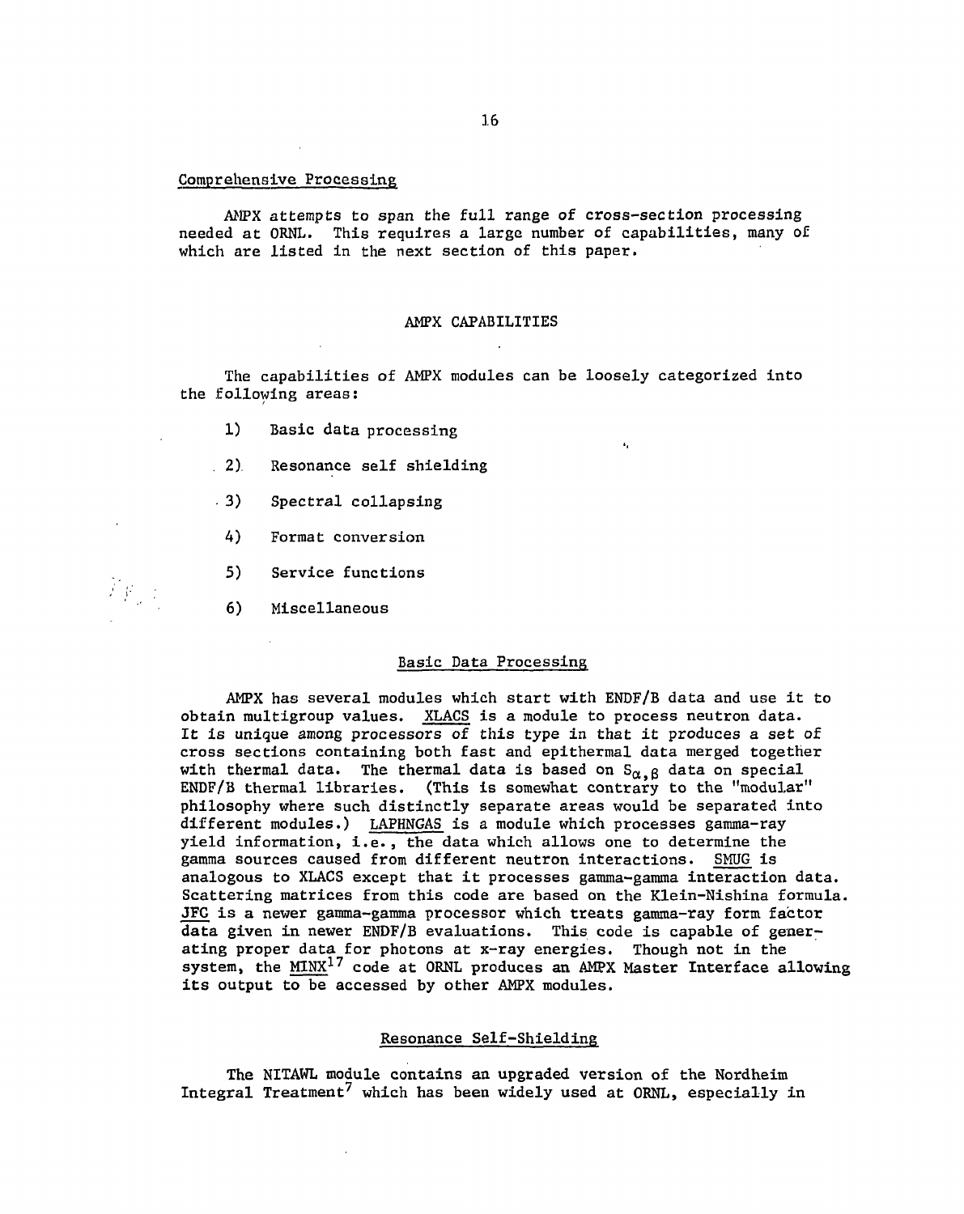Comprehensive Processing

AMPX attempts to span the full range of cross-section processing needed at ORNL. This requires a large number of capabilities, many of which are listed in the next section of this paper.

## AMPX CAPABILITIES

The capabilities of AMPX modules can be loosely categorized into the following areas:

1) Basic data processing
2) Resonance self shielding
3) Spectral collapsing
4) Format conversion
5) Service functions
6) Miscellaneous

### Basic Data Processing

AMPX has several modules which start with ENDF/B data and use it to obtain multigroup values. XLACS is a module to process neutron data. It is unique among processors of this type in that it produces a set of cross sections containing both fast and epithermal data merged together with thermal data. The thermal data is based on $S_{\alpha,\beta}$ data on special ENDF/B thermal libraries. (This is somewhat contrary to the "modular" philosophy where such distinctly separate areas would be separated into different modules.) LAPHNGAS is a module which processes gamma-ray yield information, i.e., the data which allows one to determine the gamma sources caused from different neutron interactions. SMUG is analogous to XLACS except that it processes gamma-gamma interaction data. Scattering matrices from this code are based on the Klein-Nishina formula. JFC is a newer gamma-gamma processor which treats gamma-ray form factor data given in newer ENDF/B evaluations. This code is capable of generating proper data for photons at x-ray energies. Though not in the system, the MINX[17] code at ORNL produces an AMPX Master Interface allowing its output to be accessed by other AMPX modules.

### Resonance Self-Shielding

The NITAWL module contains an upgraded version of the Nordheim Integral Treatment[7] which has been widely used at ORNL, especially in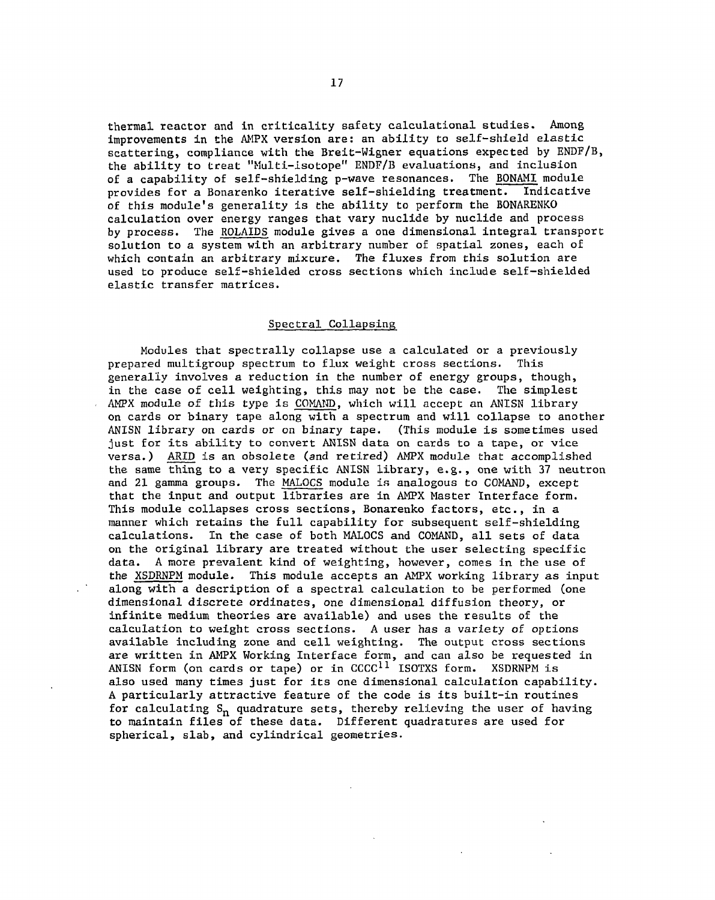thermal reactor and in criticality safety calculational studies. Among improvements in the AMPX version are: an ability to self-shield elastic scattering, compliance with the Breit-Wigner equations expected by ENDF/B, the ability to treat "Multi-isotope" ENDF/B evaluations, and inclusion of a capability of self-shielding p-wave resonances. The BONAMI module provides for a Bonarenko iterative self-shielding treatment. Indicative of this module's generality is the ability to perform the BONARENKO calculation over energy ranges that vary nuclide by nuclide and process by process. The ROLAIDS module gives a one dimensional integral transport solution to a system with an arbitrary number of spatial zones, each of which contain an arbitrary mixture. The fluxes from this solution are used to produce self-shielded cross sections which include self-shielded elastic transfer matrices.

## Spectral Collapsing

Modules that spectrally collapse use a calculated or a previously prepared multigroup spectrum to flux weight cross sections. This generally involves a reduction in the number of energy groups, though, in the case of cell weighting, this may not be the case. The simplest AMPX module of this type is COMAND, which will accept an ANISN library on cards or binary tape along with a spectrum and will collapse to another ANISN library on cards or on binary tape. (This module is sometimes used just for its ability to convert ANISN data on cards to a tape, or vice versa.) ARID is an obsolete (and retired) AMPX module that accomplished the same thing to a very specific ANISN library, e.g., one with 37 neutron and 21 gamma groups. The MALOCS module is analogous to COMAND, except that the input and output libraries are in AMPX Master Interface form. This module collapses cross sections, Bonarenko factors, etc., in a manner which retains the full capability for subsequent self-shielding calculations. In the case of both MALOCS and COMAND, all sets of data on the original library are treated without the user selecting specific data. A more prevalent kind of weighting, however, comes in the use of the XSDRNPM module. This module accepts an AMPX working library as input along with a description of a spectral calculation to be performed (one dimensional discrete ordinates, one dimensional diffusion theory, or infinite medium theories are available) and uses the results of the calculation to weight cross sections. A user has a variety of options available including zone and cell weighting. The output cross sections are written in AMPX Working Interface form, and can also be requested in ANISN form (on cards or tape) or in CCCC[11] ISOTXS form. XSDRNPM is also used many times just for its one dimensional calculation capability. A particularly attractive feature of the code is its built-in routines for calculating $S_n$ quadrature sets, thereby relieving the user of having to maintain files of these data. Different quadratures are used for spherical, slab, and cylindrical geometries.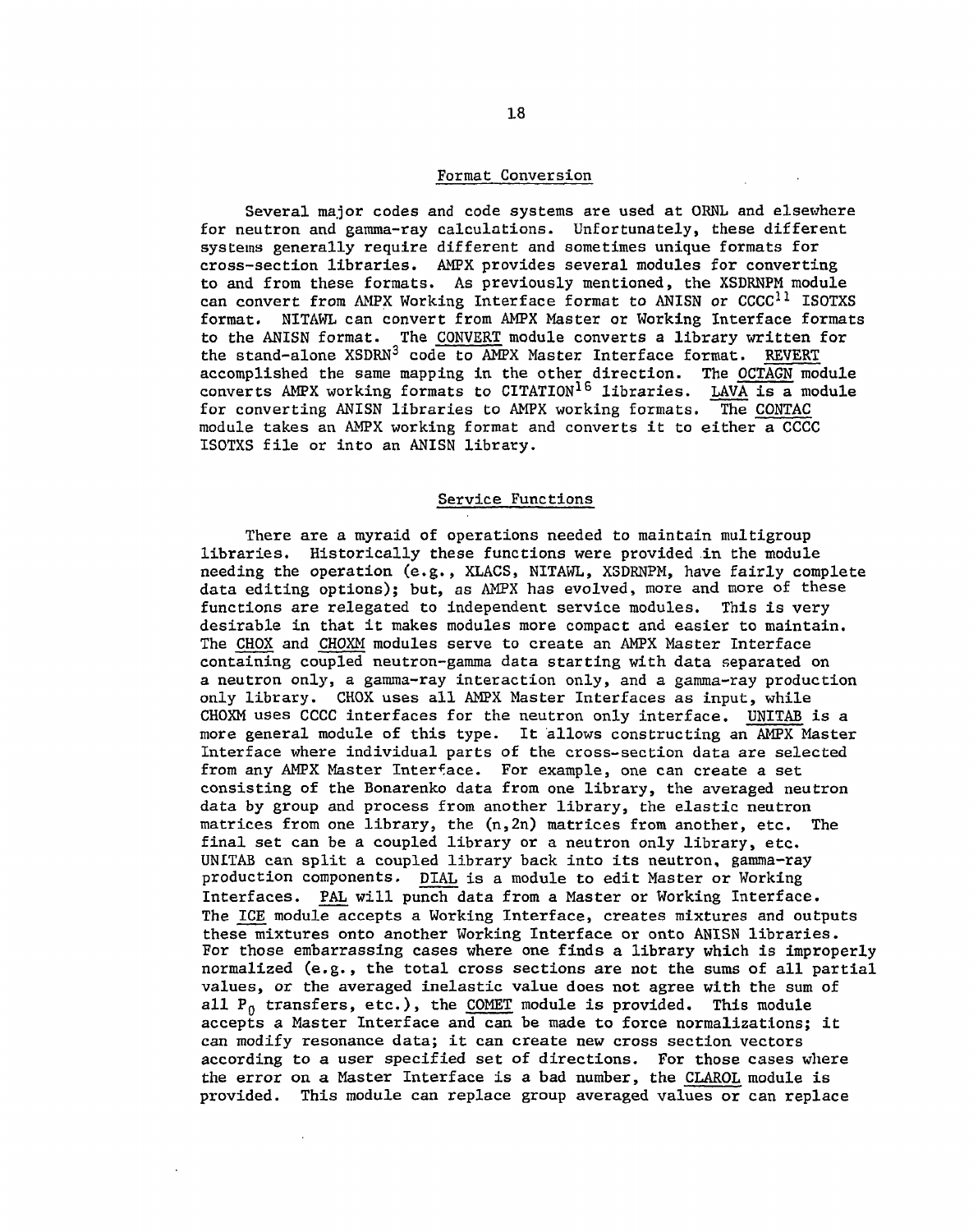## Format Conversion

Several major codes and code systems are used at ORNL and elsewhere for neutron and gamma-ray calculations. Unfortunately, these different systems generally require different and sometimes unique formats for cross-section libraries. AMPX provides several modules for converting to and from these formats. As previously mentioned, the XSDRNPM module can convert from AMPX Working Interface format to ANISN or CCCC[11] ISOTXS format. NITAWL can convert from AMPX Master or Working Interface formats to the ANISN format. The CONVERT module converts a library written for the stand-alone XSDRN[3] code to AMPX Master Interface format. REVERT accomplished the same mapping in the other direction. The OCTAGN module converts AMPX working formats to CITATION[16] libraries. LAVA is a module for converting ANISN libraries to AMPX working formats. The CONTAC module takes an AMPX working format and converts it to either a CCCC ISOTXS file or into an ANISN library.

## Service Functions

There are a myraid of operations needed to maintain multigroup libraries. Historically these functions were provided in the module needing the operation (e.g., XLACS, NITAWL, XSDRNPM, have fairly complete data editing options); but, as AMPX has evolved, more and more of these functions are relegated to independent service modules. This is very desirable in that it makes modules more compact and easier to maintain. The CHOX and CHOXM modules serve to create an AMPX Master Interface containing coupled neutron-gamma data starting with data separated on a neutron only, a gamma-ray interaction only, and a gamma-ray production only library. CHOX uses all AMPX Master Interfaces as input, while CHOXM uses CCCC interfaces for the neutron only interface. UNITAB is a more general module of this type. It allows constructing an AMPX Master Interface where individual parts of the cross-section data are selected from any AMPX Master Interface. For example, one can create a set consisting of the Bonarenko data from one library, the averaged neutron data by group and process from another library, the elastic neutron matrices from one library, the (n,2n) matrices from another, etc. The final set can be a coupled library or a neutron only library, etc. UNITAB can split a coupled library back into its neutron, gamma-ray production components. DIAL is a module to edit Master or Working Interfaces. PAL will punch data from a Master or Working Interface. The ICE module accepts a Working Interface, creates mixtures and outputs these mixtures onto another Working Interface or onto ANISN libraries. For those embarrassing cases where one finds a library which is improperly normalized (e.g., the total cross sections are not the sums of all partial values, or the averaged inelastic value does not agree with the sum of all $P_0$ transfers, etc.), the COMET module is provided. This module accepts a Master Interface and can be made to force normalizations; it can modify resonance data; it can create new cross section vectors according to a user specified set of directions. For those cases where the error on a Master Interface is a bad number, the CLAROL module is provided. This module can replace group averaged values or can replace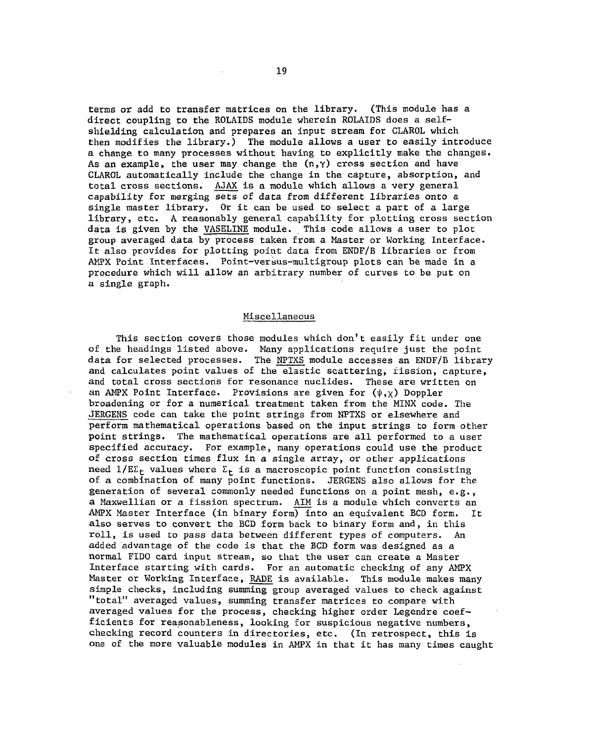terms or add to transfer matrices on the library. (This module has a direct coupling to the ROLAIDS module wherein ROLAIDS does a self-shielding calculation and prepares an input stream for CLAROL which then modifies the library.) The module allows a user to easily introduce a change to many processes without having to explicitly make the changes. As an example, the user may change the $(n,\gamma)$ cross section and have CLAROL automatically include the change in the capture, absorption, and total cross sections. AJAX is a module which allows a very general capability for merging sets of data from different libraries onto a single master library. Or it can be used to select a part of a large library, etc. A reasonably general capability for plotting cross section data is given by the VASELINE module. This code allows a user to plot group averaged data by process taken from a Master or Working Interface. It also provides for plotting point data from ENDF/B libraries or from AMPX Point Interfaces. Point-versus-multigroup plots can be made in a procedure which will allow an arbitrary number of curves to be put on a single graph.

## Miscellaneous

This section covers those modules which don't easily fit under one of the headings listed above. Many applications require just the point data for selected processes. The NPTXS module accesses an ENDF/B library and calculates point values of the elastic scattering, fission, capture, and total cross sections for resonance nuclides. These are written on an AMPX Point Interface. Provisions are given for $(\psi,\chi)$ Doppler broadening or for a numerical treatment taken from the MINX code. The JERGENS code can take the point strings from NPTXS or elsewhere and perform mathematical operations based on the input strings to form other point strings. The mathematical operations are all performed to a user specified accuracy. For example, many operations could use the product of cross section times flux in a single array, or other applications need $1/E\Sigma_t$ values where $\Sigma_t$ is a macroscopic point function consisting of a combination of many point functions. JERGENS also allows for the generation of several commonly needed functions on a point mesh, e.g., a Maxwellian or a fission spectrum. AIM is a module which converts an AMPX Master Interface (in binary form) into an equivalent BCD form. It also serves to convert the BCD form back to binary form and, in this roll, is used to pass data between different types of computers. An added advantage of the code is that the BCD form was designed as a normal FIDO card input stream, so that the user can create a Master Interface starting with cards. For an automatic checking of any AMPX Master or Working Interface, RADE is available. This module makes many simple checks, including summing group averaged values to check against "total" averaged values, summing transfer matrices to compare with averaged values for the process, checking higher order Legendre coefficients for reasonableness, looking for suspicious negative numbers, checking record counters in directories, etc. (In retrospect, this is one of the more valuable modules in AMPX in that it has many times caught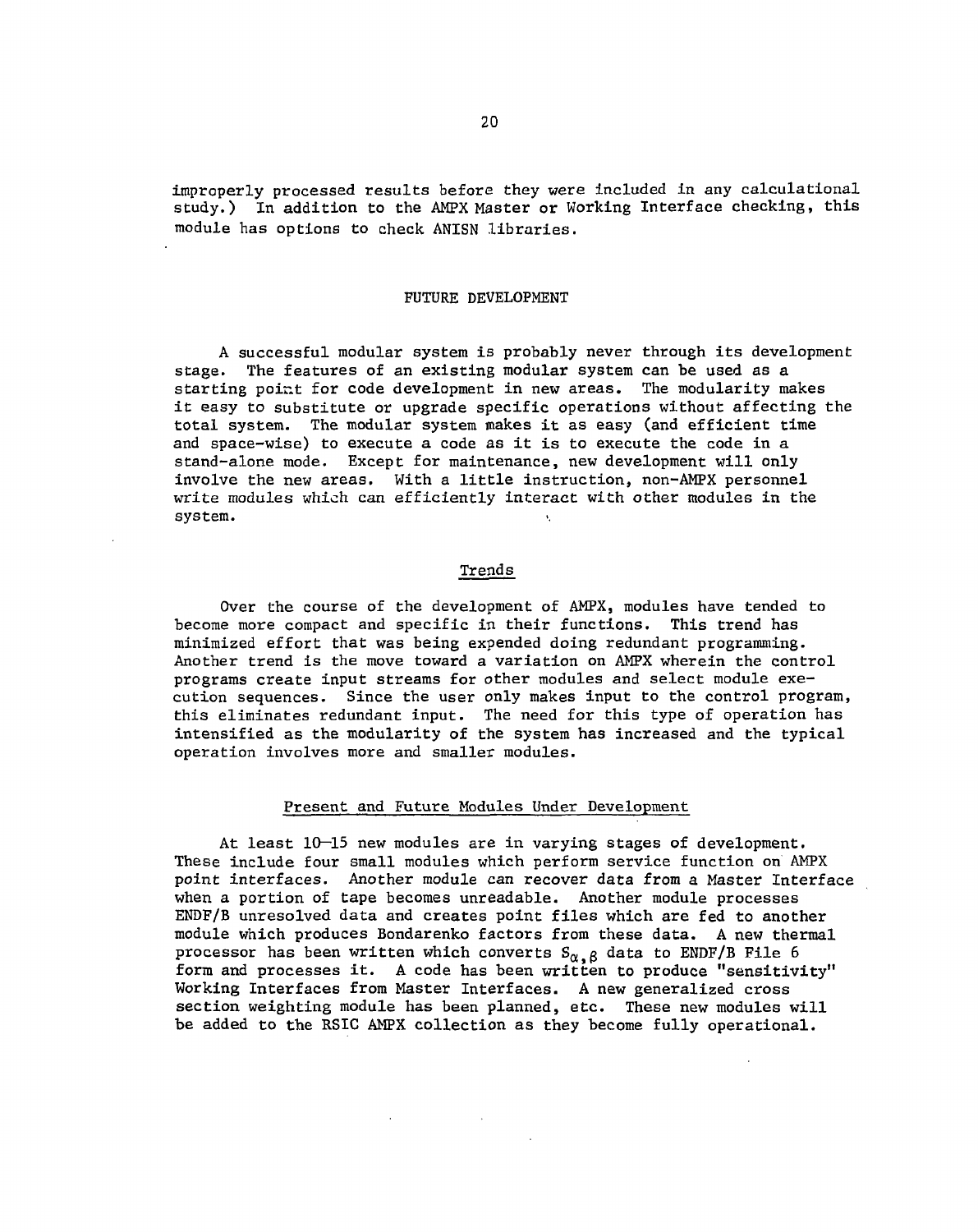improperly processed results before they were included in any calculational study.) In addition to the AMPX Master or Working Interface checking, this module has options to check ANISN libraries.

## FUTURE DEVELOPMENT

A successful modular system is probably never through its development stage. The features of an existing modular system can be used as a starting point for code development in new areas. The modularity makes it easy to substitute or upgrade specific operations without affecting the total system. The modular system makes it as easy (and efficient time and space-wise) to execute a code as it is to execute the code in a stand-alone mode. Except for maintenance, new development will only involve the new areas. With a little instruction, non-AMPX personnel write modules which can efficiently interact with other modules in the system.

### Trends

Over the course of the development of AMPX, modules have tended to become more compact and specific in their functions. This trend has minimized effort that was being expended doing redundant programming. Another trend is the move toward a variation on AMPX wherein the control programs create input streams for other modules and select module execution sequences. Since the user only makes input to the control program, this eliminates redundant input. The need for this type of operation has intensified as the modularity of the system has increased and the typical operation involves more and smaller modules.

### Present and Future Modules Under Development

At least 10–15 new modules are in varying stages of development. These include four small modules which perform service function on AMPX point interfaces. Another module can recover data from a Master Interface when a portion of tape becomes unreadable. Another module processes ENDF/B unresolved data and creates point files which are fed to another module which produces Bondarenko factors from these data. A new thermal processor has been written which converts $S_{\alpha,\beta}$ data to ENDF/B File 6 form and processes it. A code has been written to produce "sensitivity" Working Interfaces from Master Interfaces. A new generalized cross section weighting module has been planned, etc. These new modules will be added to the RSIC AMPX collection as they become fully operational.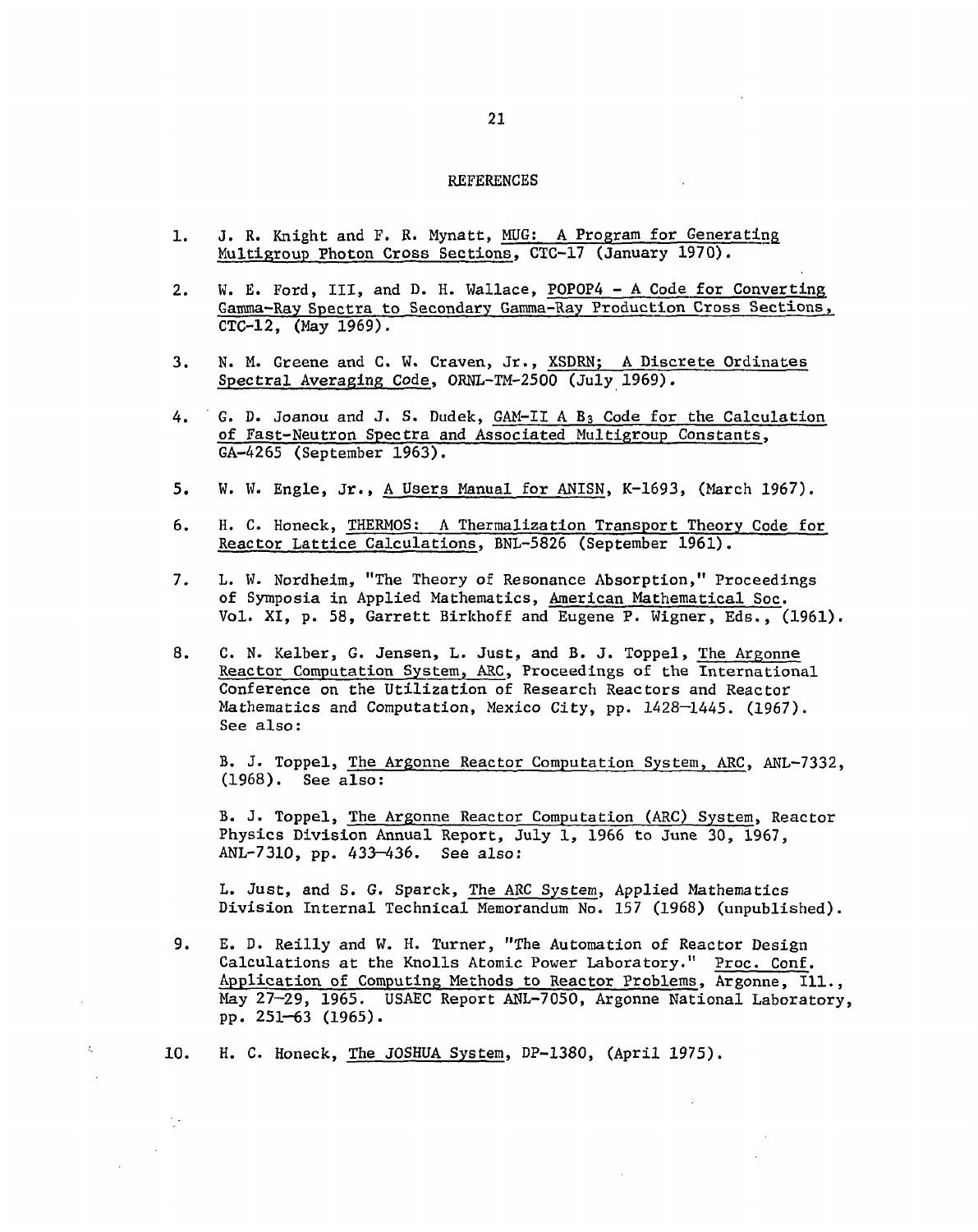## REFERENCES

1. J. R. Knight and F. R. Mynatt, MUG: A Program for Generating Multigroup Photon Cross Sections, CTC-17 (January 1970).

2. W. E. Ford, III, and D. H. Wallace, POPOP4 - A Code for Converting Gamma-Ray Spectra to Secondary Gamma-Ray Production Cross Sections, CTC-12, (May 1969).

3. N. M. Greene and C. W. Craven, Jr., XSDRN; A Discrete Ordinates Spectral Averaging Code, ORNL-TM-2500 (July 1969).

4. G. D. Joanou and J. S. Dudek, GAM-II A $B_3$ Code for the Calculation of Fast-Neutron Spectra and Associated Multigroup Constants, GA-4265 (September 1963).

5. W. W. Engle, Jr., A Users Manual for ANISN, K-1693, (March 1967).

6. H. C. Honeck, THERMOS: A Thermalization Transport Theory Code for Reactor Lattice Calculations, BNL-5826 (September 1961).

7. L. W. Nordheim, "The Theory of Resonance Absorption," Proceedings of Symposia in Applied Mathematics, American Mathematical Soc. Vol. XI, p. 58, Garrett Birkhoff and Eugene P. Wigner, Eds., (1961).

8. C. N. Kelber, G. Jensen, L. Just, and B. J. Toppel, The Argonne Reactor Computation System, ARC, Proceedings of the International Conference on the Utilization of Research Reactors and Reactor Mathematics and Computation, Mexico City, pp. 1428–1445. (1967). See also:

   B. J. Toppel, The Argonne Reactor Computation System, ARC, ANL-7332, (1968). See also:

   B. J. Toppel, The Argonne Reactor Computation (ARC) System, Reactor Physics Division Annual Report, July 1, 1966 to June 30, 1967, ANL-7310, pp. 433–436. See also:

   L. Just, and S. G. Sparck, The ARC System, Applied Mathematics Division Internal Technical Memorandum No. 157 (1968) (unpublished).

9. E. D. Reilly and W. H. Turner, "The Automation of Reactor Design Calculations at the Knolls Atomic Power Laboratory." Proc. Conf. Application of Computing Methods to Reactor Problems, Argonne, Ill., May 27–29, 1965. USAEC Report ANL-7050, Argonne National Laboratory, pp. 251–63 (1965).

10. H. C. Honeck, The JOSHUA System, DP-1380, (April 1975).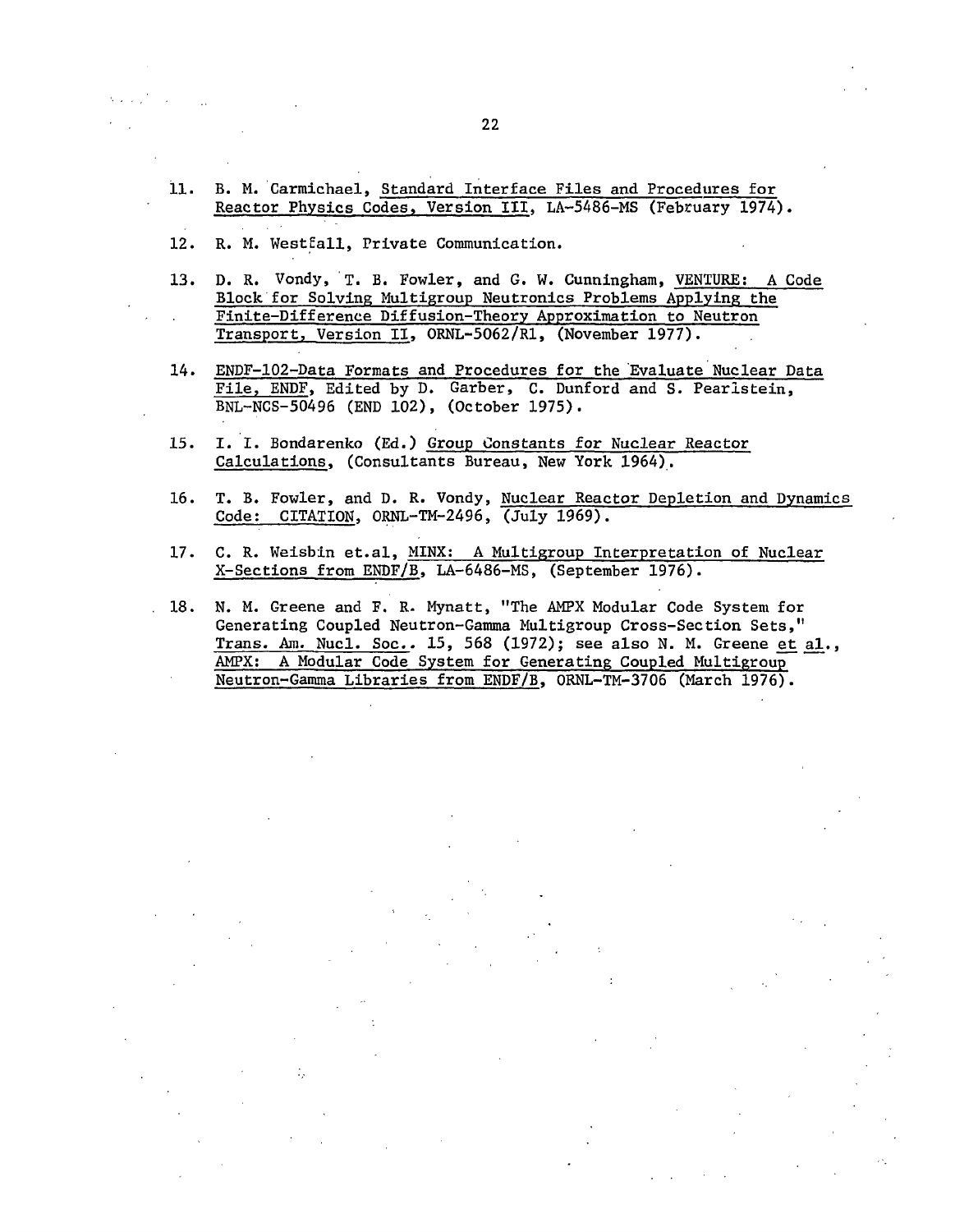11. B. M. Carmichael, Standard Interface Files and Procedures for Reactor Physics Codes, Version III, LA-5486-MS (February 1974).

12. R. M. Westfall, Private Communication.

13. D. R. Vondy, T. B. Fowler, and G. W. Cunningham, VENTURE: A Code Block for Solving Multigroup Neutronics Problems Applying the Finite-Difference Diffusion-Theory Approximation to Neutron Transport, Version II, ORNL-5062/R1, (November 1977).

14. ENDF-102-Data Formats and Procedures for the Evaluate Nuclear Data File, ENDF, Edited by D. Garber, C. Dunford and S. Pearlstein, BNL-NCS-50496 (END 102), (October 1975).

15. I. I. Bondarenko (Ed.) Group Constants for Nuclear Reactor Calculations, (Consultants Bureau, New York 1964).

16. T. B. Fowler, and D. R. Vondy, Nuclear Reactor Depletion and Dynamics Code: CITATION, ORNL-TM-2496, (July 1969).

17. C. R. Weisbin et.al, MINX: A Multigroup Interpretation of Nuclear X-Sections from ENDF/B, LA-6486-MS, (September 1976).

18. N. M. Greene and F. R. Mynatt, "The AMPX Modular Code System for Generating Coupled Neutron-Gamma Multigroup Cross-Section Sets," Trans. Am. Nucl. Soc.. 15, 568 (1972); see also N. M. Greene et al., AMPX: A Modular Code System for Generating Coupled Multigroup Neutron-Gamma Libraries from ENDF/B, ORNL-TM-3706 (March 1976).